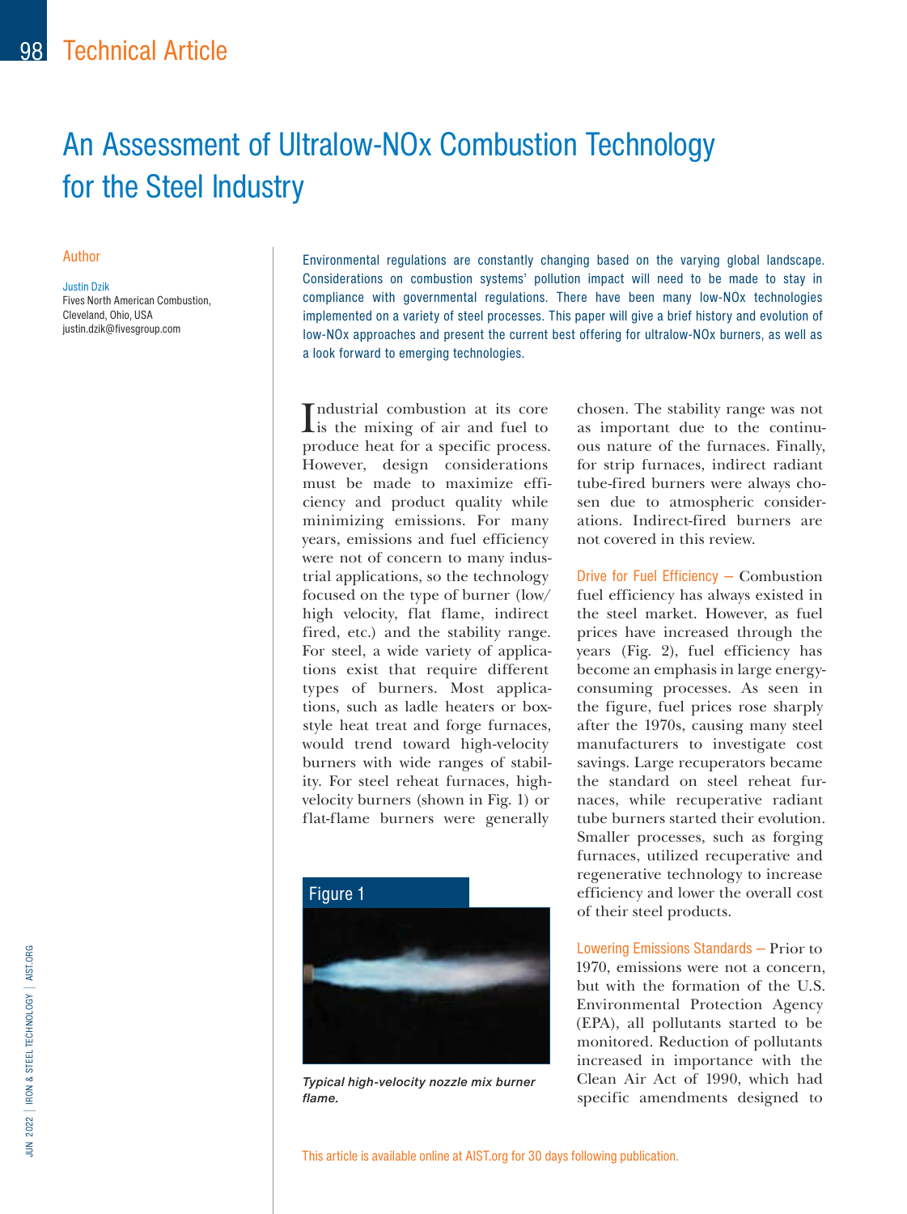# An Assessment of Ultralow-NOx Combustion Technology for the Steel Industry

## Author

Justin Dzik
Fives North American Combustion, Cleveland, Ohio, USA
justin.dzik@fivesgroup.com

Environmental regulations are constantly changing based on the varying global landscape. Considerations on combustion systems' pollution impact will need to be made to stay in compliance with governmental regulations. There have been many low-NOx technologies implemented on a variety of steel processes. This paper will give a brief history and evolution of low-NOx approaches and present the current best offering for ultralow-NOx burners, as well as a look forward to emerging technologies.

Industrial combustion at its core is the mixing of air and fuel to produce heat for a specific process. However, design considerations must be made to maximize efficiency and product quality while minimizing emissions. For many years, emissions and fuel efficiency were not of concern to many industrial applications, so the technology focused on the type of burner (low/high velocity, flat flame, indirect fired, etc.) and the stability range. For steel, a wide variety of applications exist that require different types of burners. Most applications, such as ladle heaters or box-style heat treat and forge furnaces, would trend toward high-velocity burners with wide ranges of stability. For steel reheat furnaces, high-velocity burners (shown in Fig. 1) or flat-flame burners were generally chosen. The stability range was not as important due to the continuous nature of the furnaces. Finally, for strip furnaces, indirect radiant tube-fired burners were always chosen due to atmospheric considerations. Indirect-fired burners are not covered in this review.

Figure 1

*Typical high-velocity nozzle mix burner flame.*

**Drive for Fuel Efficiency —** Combustion fuel efficiency has always existed in the steel market. However, as fuel prices have increased through the years (Fig. 2), fuel efficiency has become an emphasis in large energy-consuming processes. As seen in the figure, fuel prices rose sharply after the 1970s, causing many steel manufacturers to investigate cost savings. Large recuperators became the standard on steel reheat furnaces, while recuperative radiant tube burners started their evolution. Smaller processes, such as forging furnaces, utilized recuperative and regenerative technology to increase efficiency and lower the overall cost of their steel products.

**Lowering Emissions Standards —** Prior to 1970, emissions were not a concern, but with the formation of the U.S. Environmental Protection Agency (EPA), all pollutants started to be monitored. Reduction of pollutants increased in importance with the Clean Air Act of 1990, which had specific amendments designed to

This article is available online at AIST.org for 30 days following publication.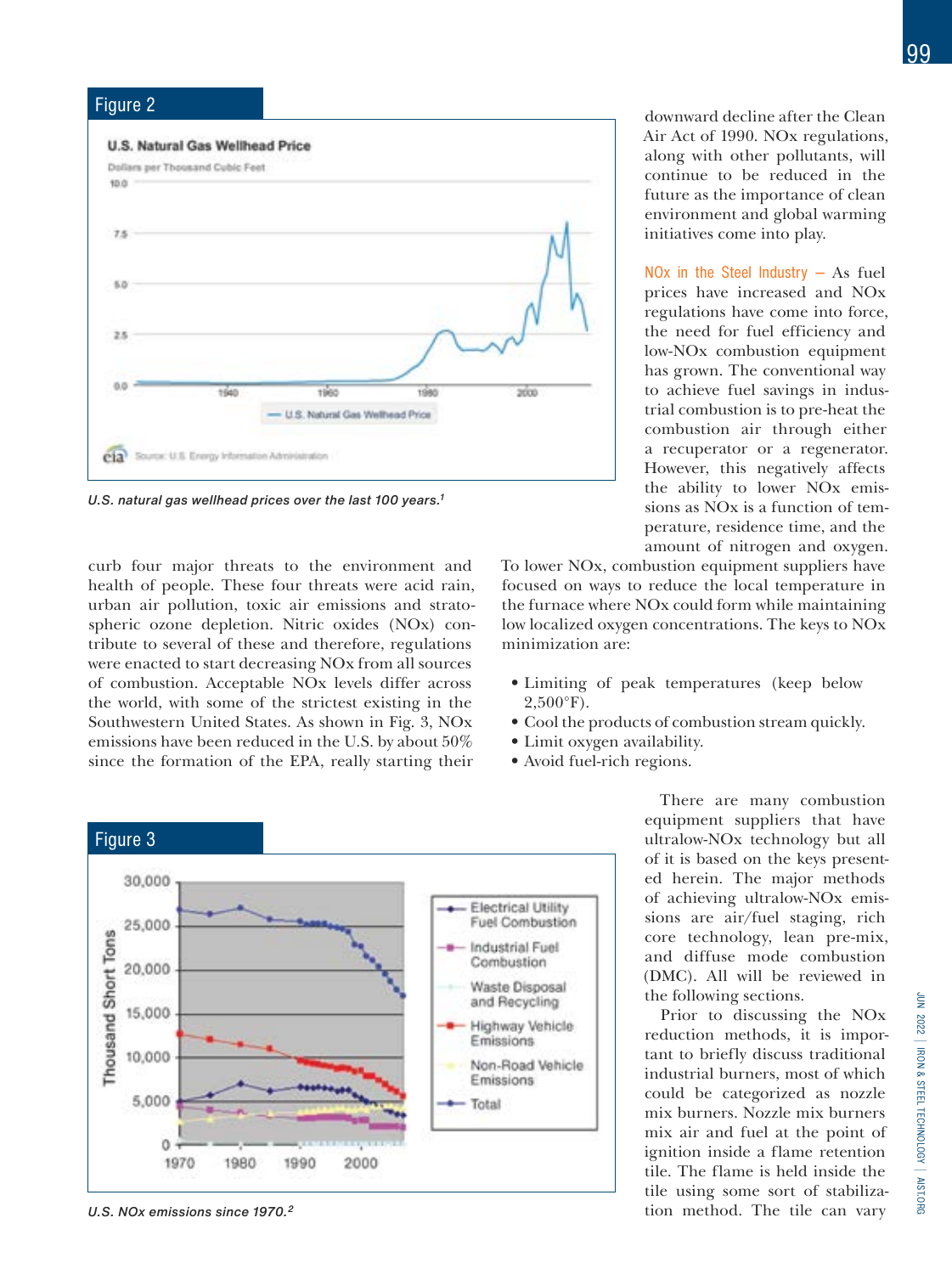## Figure 2

U.S. natural gas wellhead prices over the last 100 years.[1]

downward decline after the Clean Air Act of 1990. NOx regulations, along with other pollutants, will continue to be reduced in the future as the importance of clean environment and global warming initiatives come into play.

curb four major threats to the environment and health of people. These four threats were acid rain, urban air pollution, toxic air emissions and stratospheric ozone depletion. Nitric oxides (NOx) contribute to several of these and therefore, regulations were enacted to start decreasing NOx from all sources of combustion. Acceptable NOx levels differ across the world, with some of the strictest existing in the Southwestern United States. As shown in Fig. 3, NOx emissions have been reduced in the U.S. by about 50% since the formation of the EPA, really starting their

**NOx in the Steel Industry** — As fuel prices have increased and NOx regulations have come into force, the need for fuel efficiency and low-NOx combustion equipment has grown. The conventional way to achieve fuel savings in industrial combustion is to pre-heat the combustion air through either a recuperator or a regenerator. However, this negatively affects the ability to lower NOx emissions as NOx is a function of temperature, residence time, and the amount of nitrogen and oxygen. To lower NOx, combustion equipment suppliers have focused on ways to reduce the local temperature in the furnace where NOx could form while maintaining low localized oxygen concentrations. The keys to NOx minimization are:

- Limiting of peak temperatures (keep below 2,500°F).
- Cool the products of combustion stream quickly.
- Limit oxygen availability.
- Avoid fuel-rich regions.

## Figure 3

U.S. NOx emissions since 1970.[2]

There are many combustion equipment suppliers that have ultralow-NOx technology but all of it is based on the keys presented herein. The major methods of achieving ultralow-NOx emissions are air/fuel staging, rich core technology, lean pre-mix, and diffuse mode combustion (DMC). All will be reviewed in the following sections.

Prior to discussing the NOx reduction methods, it is important to briefly discuss traditional industrial burners, most of which could be categorized as nozzle mix burners. Nozzle mix burners mix air and fuel at the point of ignition inside a flame retention tile. The flame is held inside the tile using some sort of stabilization method. The tile can vary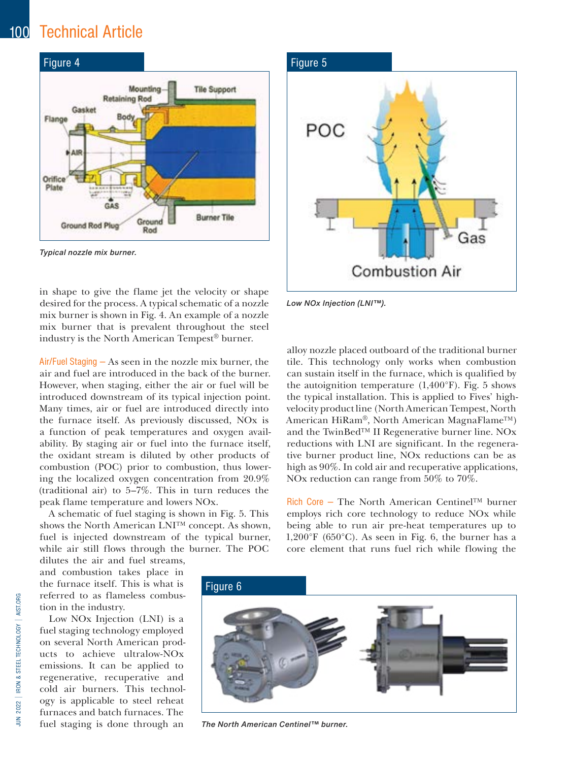Figure 4

*Typical nozzle mix burner.*

in shape to give the flame jet the velocity or shape desired for the process. A typical schematic of a nozzle mix burner is shown in Fig. 4. An example of a nozzle mix burner that is prevalent throughout the steel industry is the North American Tempest® burner.

**Air/Fuel Staging —** As seen in the nozzle mix burner, the air and fuel are introduced in the back of the burner. However, when staging, either the air or fuel will be introduced downstream of its typical injection point. Many times, air or fuel are introduced directly into the furnace itself. As previously discussed, NOx is a function of peak temperatures and oxygen availability. By staging air or fuel into the furnace itself, the oxidant stream is diluted by other products of combustion (POC) prior to combustion, thus lowering the localized oxygen concentration from 20.9% (traditional air) to 5–7%. This in turn reduces the peak flame temperature and lowers NOx.

A schematic of fuel staging is shown in Fig. 5. This shows the North American LNI™ concept. As shown, fuel is injected downstream of the typical burner, while air still flows through the burner. The POC dilutes the air and fuel streams, and combustion takes place in the furnace itself. This is what is referred to as flameless combustion in the industry.

Low NOx Injection (LNI) is a fuel staging technology employed on several North American products to achieve ultralow-NOx emissions. It can be applied to regenerative, recuperative and cold air burners. This technology is applicable to steel reheat furnaces and batch furnaces. The fuel staging is done through an alloy nozzle placed outboard of the traditional burner tile. This technology only works when combustion can sustain itself in the furnace, which is qualified by the autoignition temperature (1,400°F). Fig. 5 shows the typical installation. This is applied to Fives' high-velocity product line (North American Tempest, North American HiRam®, North American MagnaFlame™) and the TwinBed™ II Regenerative burner line. NOx reductions with LNI are significant. In the regenerative burner product line, NOx reductions can be as high as 90%. In cold air and recuperative applications, NOx reduction can range from 50% to 70%.

Figure 5

*Low NOx Injection (LNI™).*

**Rich Core —** The North American Centinel™ burner employs rich core technology to reduce NOx while being able to run air pre-heat temperatures up to 1,200°F (650°C). As seen in Fig. 6, the burner has a core element that runs fuel rich while flowing the

Figure 6

*The North American Centinel™ burner.*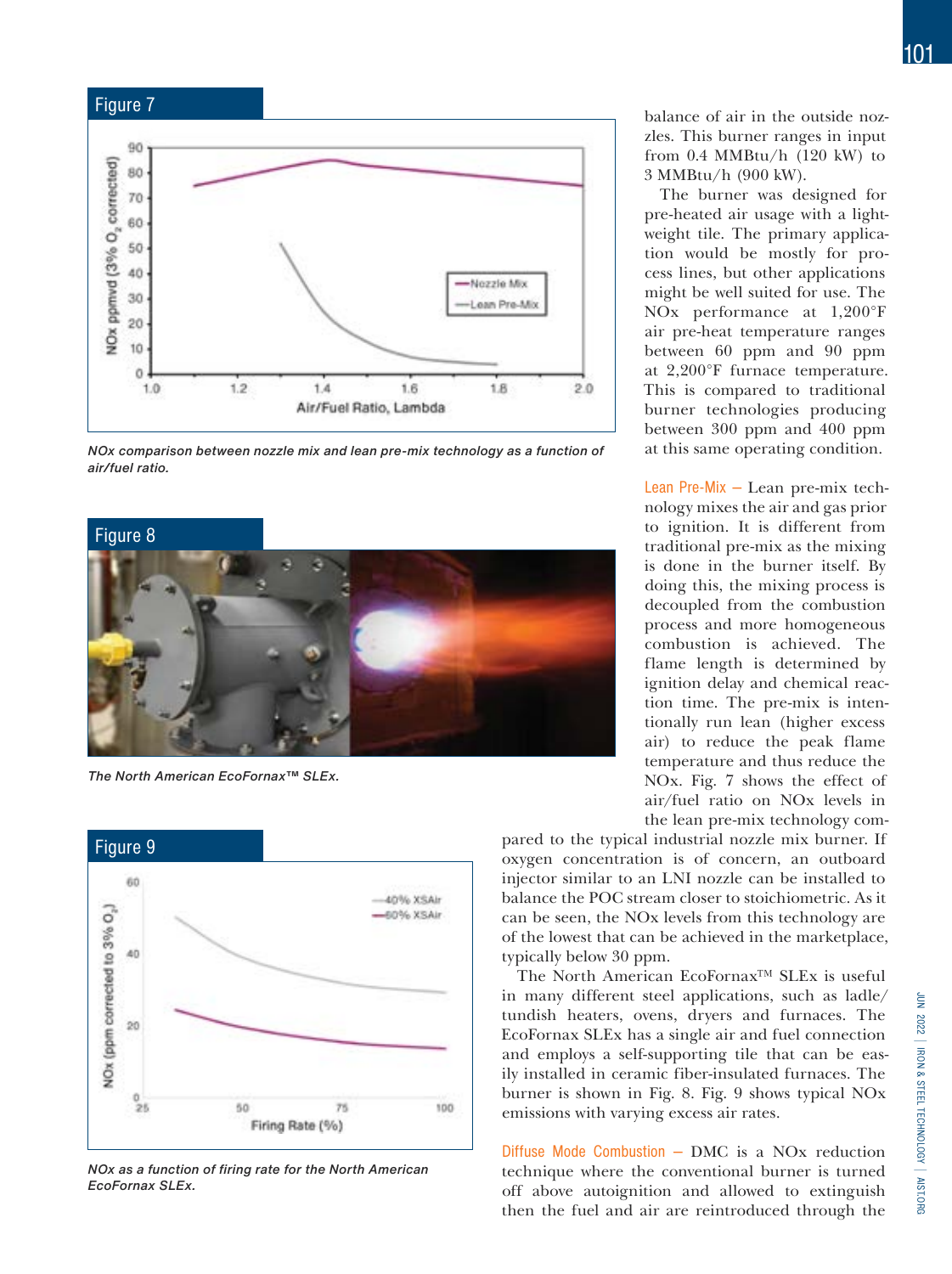### Figure 7

NOx comparison between nozzle mix and lean pre-mix technology as a function of air/fuel ratio.

### Figure 8

The North American EcoFornax™ SLEx.

### Figure 9

NOx as a function of firing rate for the North American EcoFornax SLEx.

balance of air in the outside nozzles. This burner ranges in input from 0.4 MMBtu/h (120 kW) to 3 MMBtu/h (900 kW).

The burner was designed for pre-heated air usage with a lightweight tile. The primary application would be mostly for process lines, but other applications might be well suited for use. The NOx performance at 1,200°F air pre-heat temperature ranges between 60 ppm and 90 ppm at 2,200°F furnace temperature. This is compared to traditional burner technologies producing between 300 ppm and 400 ppm at this same operating condition.

**Lean Pre-Mix —** Lean pre-mix technology mixes the air and gas prior to ignition. It is different from traditional pre-mix as the mixing is done in the burner itself. By doing this, the mixing process is decoupled from the combustion process and more homogeneous combustion is achieved. The flame length is determined by ignition delay and chemical reaction time. The pre-mix is intentionally run lean (higher excess air) to reduce the peak flame temperature and thus reduce the NOx. Fig. 7 shows the effect of air/fuel ratio on NOx levels in the lean pre-mix technology compared to the typical industrial nozzle mix burner. If oxygen concentration is of concern, an outboard injector similar to an LNI nozzle can be installed to balance the POC stream closer to stoichiometric. As it can be seen, the NOx levels from this technology are of the lowest that can be achieved in the marketplace, typically below 30 ppm.

The North American EcoFornax™ SLEx is useful in many different steel applications, such as ladle/tundish heaters, ovens, dryers and furnaces. The EcoFornax SLEx has a single air and fuel connection and employs a self-supporting tile that can be easily installed in ceramic fiber-insulated furnaces. The burner is shown in Fig. 8. Fig. 9 shows typical NOx emissions with varying excess air rates.

**Diffuse Mode Combustion —** DMC is a NOx reduction technique where the conventional burner is turned off above autoignition and allowed to extinguish then the fuel and air are reintroduced through the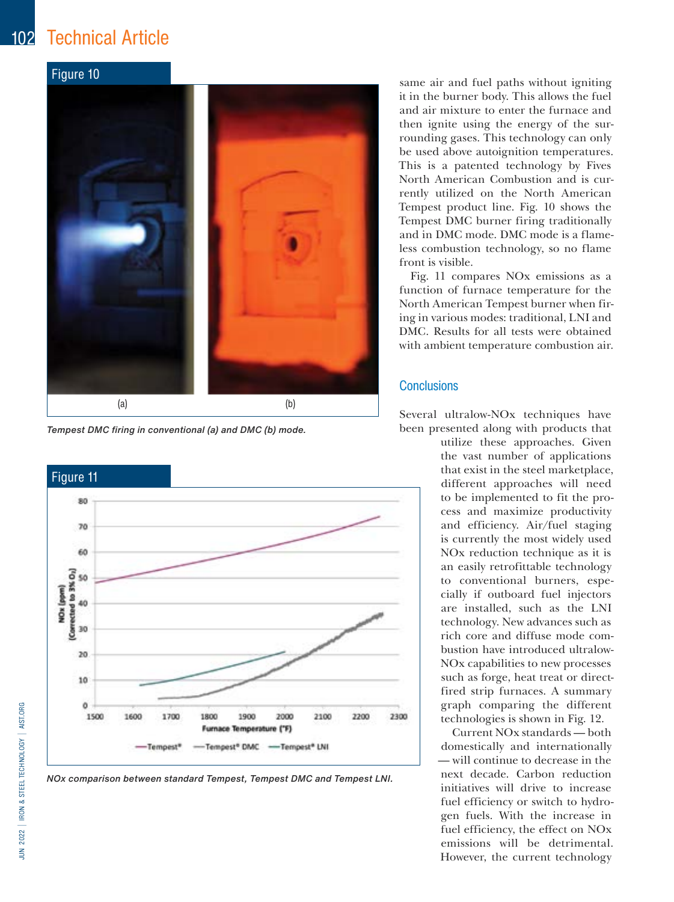Figure 10

(a) (b)

*Tempest DMC firing in conventional (a) and DMC (b) mode.*

Figure 11

*NOx comparison between standard Tempest, Tempest DMC and Tempest LNI.*

same air and fuel paths without igniting it in the burner body. This allows the fuel and air mixture to enter the furnace and then ignite using the energy of the surrounding gases. This technology can only be used above autoignition temperatures. This is a patented technology by Fives North American Combustion and is currently utilized on the North American Tempest product line. Fig. 10 shows the Tempest DMC burner firing traditionally and in DMC mode. DMC mode is a flameless combustion technology, so no flame front is visible.

Fig. 11 compares NOx emissions as a function of furnace temperature for the North American Tempest burner when firing in various modes: traditional, LNI and DMC. Results for all tests were obtained with ambient temperature combustion air.

## Conclusions

Several ultralow-NOx techniques have been presented along with products that utilize these approaches. Given the vast number of applications that exist in the steel marketplace, different approaches will need to be implemented to fit the process and maximize productivity and efficiency. Air/fuel staging is currently the most widely used NOx reduction technique as it is an easily retrofittable technology to conventional burners, especially if outboard fuel injectors are installed, such as the LNI technology. New advances such as rich core and diffuse mode combustion have introduced ultralow-NOx capabilities to new processes such as forge, heat treat or direct-fired strip furnaces. A summary graph comparing the different technologies is shown in Fig. 12.

Current NOx standards — both domestically and internationally — will continue to decrease in the next decade. Carbon reduction initiatives will drive to increase fuel efficiency or switch to hydrogen fuels. With the increase in fuel efficiency, the effect on NOx emissions will be detrimental. However, the current technology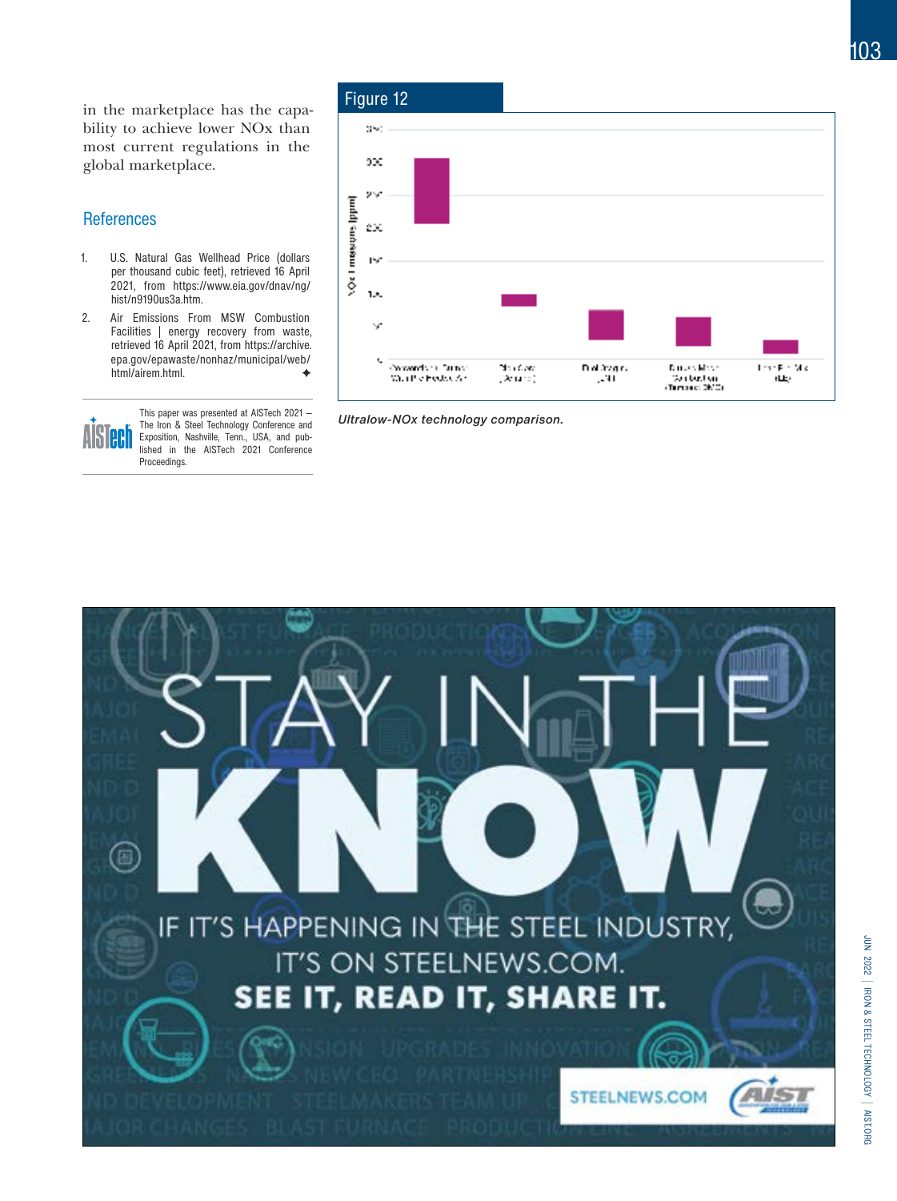in the marketplace has the capability to achieve lower NOx than most current regulations in the global marketplace.

## References

1. U.S. Natural Gas Wellhead Price (dollars per thousand cubic feet), retrieved 16 April 2021, from https://www.eia.gov/dnav/ng/hist/n9190us3a.htm.
2. Air Emissions From MSW Combustion Facilities | energy recovery from waste, retrieved 16 April 2021, from https://archive.epa.gov/epawaste/nonhaz/municipal/web/html/airem.html. ✦

This paper was presented at AISTech 2021 — The Iron & Steel Conference and Exposition, Nashville, Tenn., USA, and published in the AISTech 2021 Conference Proceedings.

### Figure 12

NOx I measures [ppm]

*Ultralow-NOx technology comparison.*

STAY IN THE KNOW

IF IT'S HAPPENING IN THE STEEL INDUSTRY, IT'S ON STEELNEWS.COM.

**SEE IT, READ IT, SHARE IT.**

STEELNEWS.COM